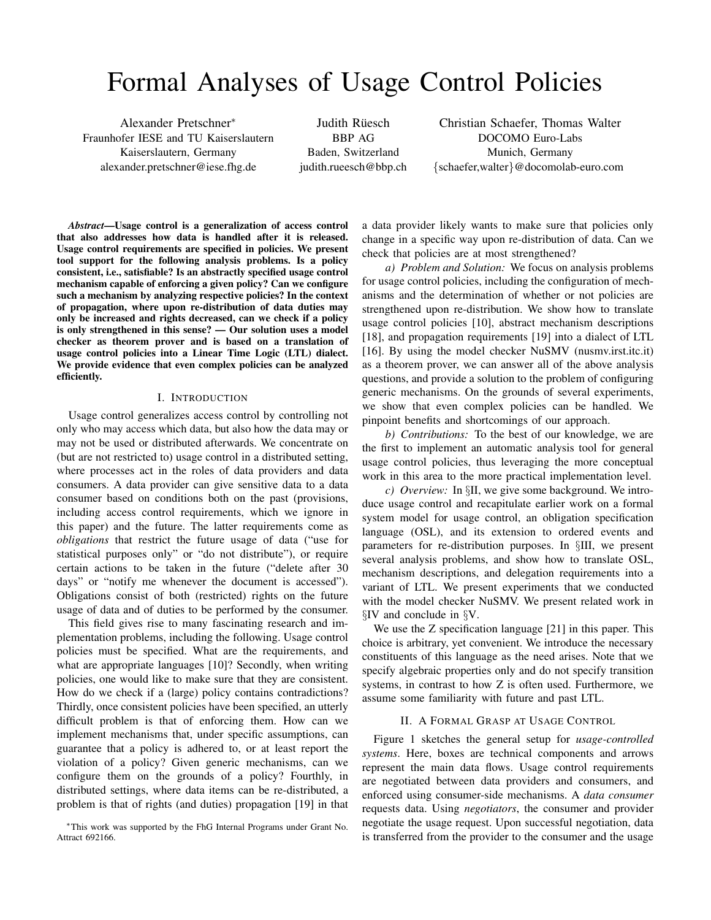# Formal Analyses of Usage Control Policies

Alexander Pretschner*
Fraunhofer IESE and TU Kaiserslautern
Kaiserslautern, Germany
alexander.pretschner@iese.fhg.de

Judith Rüesch
BBP AG
Baden, Switzerland
judith.rueesch@bbp.ch

Christian Schaefer, Thomas Walter
DOCOMO Euro-Labs
Munich, Germany
{schaefer,walter}@docomolab-euro.com

***Abstract*—Usage control is a generalization of access control that also addresses how data is handled after it is released. Usage control requirements are specified in policies. We present tool support for the following analysis problems. Is a policy consistent, i.e., satisfiable? Is an abstractly specified usage control mechanism capable of enforcing a given policy? Can we configure such a mechanism by analyzing respective policies? In the context of propagation, where upon re-distribution of data duties may only be increased and rights decreased, can we check if a policy is only strengthened in this sense? — Our solution uses a model checker as theorem prover and is based on a translation of usage control policies into a Linear Time Logic (LTL) dialect. We provide evidence that even complex policies can be analyzed efficiently.**

## I. Introduction

Usage control generalizes access control by controlling not only who may access which data, but also how the data may or may not be used or distributed afterwards. We concentrate on (but are not restricted to) usage control in a distributed setting, where processes act in the roles of data providers and data consumers. A data provider can give sensitive data to a data consumer based on conditions both on the past (provisions, including access control requirements, which we ignore in this paper) and the future. The latter requirements come as *obligations* that restrict the future usage of data ("use for statistical purposes only" or "do not distribute"), or require certain actions to be taken in the future ("delete after 30 days" or "notify me whenever the document is accessed"). Obligations consist of both (restricted) rights on the future usage of data and of duties to be performed by the consumer.

This field gives rise to many fascinating research and implementation problems, including the following. Usage control policies must be specified. What are the requirements, and what are appropriate languages [10]? Secondly, when writing policies, one would like to make sure that they are consistent. How do we check if a (large) policy contains contradictions? Thirdly, once consistent policies have been specified, an utterly difficult problem is that of enforcing them. How can we implement mechanisms that, under specific assumptions, can guarantee that a policy is adhered to, or at least report the violation of a policy? Given generic mechanisms, can we configure them on the grounds of a policy? Fourthly, in distributed settings, where data items can be re-distributed, a problem is that of rights (and duties) propagation [19] in that a data provider likely wants to make sure that policies only change in a specific way upon re-distribution of data. Can we check that policies are at most strengthened?

*a) Problem and Solution:* We focus on analysis problems for usage control policies, including the configuration of mechanisms and the determination of whether or not policies are strengthened upon re-distribution. We show how to translate usage control policies [10], abstract mechanism descriptions [18], and propagation requirements [19] into a dialect of LTL [16]. By using the model checker NuSMV (nusmv.irst.itc.it) as a theorem prover, we can answer all of the above analysis questions, and provide a solution to the problem of configuring generic mechanisms. On the grounds of several experiments, we show that even complex policies can be handled. We pinpoint benefits and shortcomings of our approach.

*b) Contributions:* To the best of our knowledge, we are the first to implement an automatic analysis tool for general usage control policies, thus leveraging the more conceptual work in this area to the more practical implementation level.

*c) Overview:* In §II, we give some background. We introduce usage control and recapitulate earlier work on a formal system model for usage control, an obligation specification language (OSL), and its extension to ordered events and parameters for re-distribution purposes. In §III, we present several analysis problems, and show how to translate OSL, mechanism descriptions, and delegation requirements into a variant of LTL. We present experiments that we conducted with the model checker NuSMV. We present related work in §IV and conclude in §V.

We use the Z specification language [21] in this paper. This choice is arbitrary, yet convenient. We introduce the necessary constituents of this language as the need arises. Note that we specify algebraic properties only and do not specify transition systems, in contrast to how Z is often used. Furthermore, we assume some familiarity with future and past LTL.

## II. A Formal Grasp at Usage Control

Figure 1 sketches the general setup for *usage-controlled systems*. Here, boxes are technical components and arrows represent the main data flows. Usage control requirements are negotiated between data providers and consumers, and enforced using consumer-side mechanisms. A *data consumer* requests data. Using *negotiators*, the consumer and provider negotiate the usage request. Upon successful negotiation, data is transferred from the provider to the consumer and the usage

*This work was supported by the FhG Internal Programs under Grant No. Attract 692166.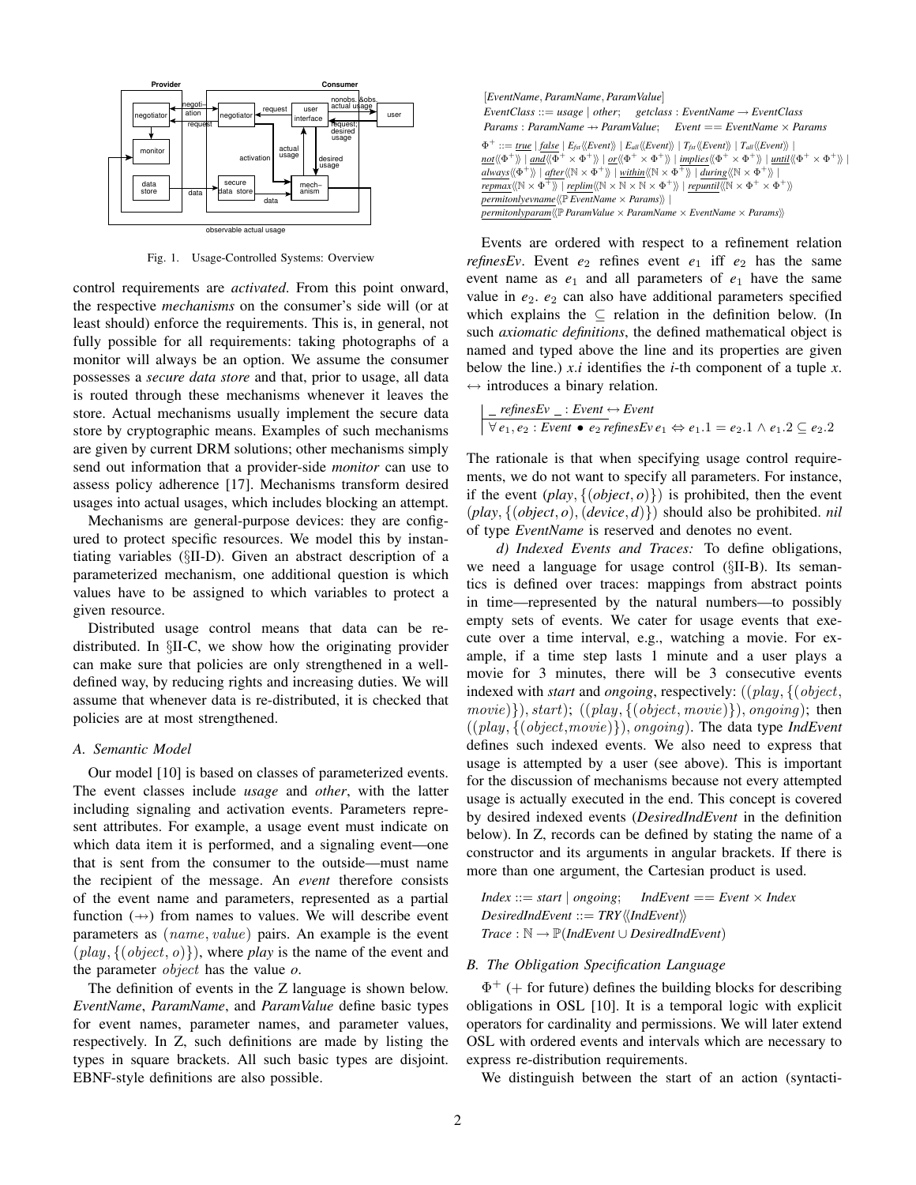Fig. 1. Usage-Controlled Systems: Overview

control requirements are *activated*. From this point onward, the respective *mechanisms* on the consumer's side will (or at least should) enforce the requirements. This is, in general, not fully possible for all requirements: taking photographs of a monitor will always be an option. We assume the consumer possesses a *secure data store* and that, prior to usage, all data is routed through these mechanisms whenever it leaves the store. Actual mechanisms usually implement the secure data store by cryptographic means. Examples of such mechanisms are given by current DRM solutions; other mechanisms simply send out information that a provider-side *monitor* can use to assess policy adherence [17]. Mechanisms transform desired usages into actual usages, which includes blocking an attempt.

Mechanisms are general-purpose devices: they are configured to protect specific resources. We model this by instantiating variables (§II-D). Given an abstract description of a parameterized mechanism, one additional question is which values have to be assigned to which variables to protect a given resource.

Distributed usage control means that data can be re-distributed. In §II-C, we show how the originating provider can make sure that policies are only strengthened in a well-defined way, by reducing rights and increasing duties. We will assume that whenever data is re-distributed, it is checked that policies are at most strengthened.

### A. Semantic Model

Our model [10] is based on classes of parameterized events. The event classes include *usage* and *other*, with the latter including signaling and activation events. Parameters represent attributes. For example, a usage event must indicate on which data item it is performed, and a signaling event—one that is sent from the consumer to the outside—must name the recipient of the message. An *event* therefore consists of the event name and parameters, represented as a partial function ($\nrightarrow$) from names to values. We will describe event parameters as $(name, value)$ pairs. An example is the event $(play, \{(object, o)\})$, where *play* is the name of the event and the parameter $object$ has the value *o*.

The definition of events in the Z language is shown below. *EventName*, *ParamName*, and *ParamValue* define basic types for event names, parameter names, and parameter values, respectively. In Z, such definitions are made by listing the types in square brackets. All such basic types are disjoint. EBNF-style definitions are also possible.

[*EventName*, *ParamName*, *ParamValue*]

*EventClass* ::= *usage* | *other*;    *getclass* : *EventName* → *EventClass*

*Params* : *ParamName* ⇸ *ParamValue*;    *Event* == *EventName* × *Params*

$\Phi^+$ ::= <u>*true*</u> | <u>*false*</u> | $E_{fst}$⟨⟨*Event*⟩⟩ | $E_{all}$⟨⟨*Event*⟩⟩ | $T_{fst}$⟨⟨*Event*⟩⟩ | $T_{all}$⟨⟨*Event*⟩⟩ |
<u>*not*</u>⟨⟨$\Phi^+$⟩⟩ | <u>*and*</u>⟨⟨$\Phi^+ \times \Phi^+$⟩⟩ | <u>*or*</u>⟨⟨$\Phi^+ \times \Phi^+$⟩⟩ | <u>*implies*</u>⟨⟨$\Phi^+ \times \Phi^+$⟩⟩ | <u>*until*</u>⟨⟨$\Phi^+ \times \Phi^+$⟩⟩ |
<u>*always*</u>⟨⟨$\Phi^+$⟩⟩ | <u>*after*</u>⟨⟨$\mathbb{N} \times \Phi^+$⟩⟩ | <u>*within*</u>⟨⟨$\mathbb{N} \times \Phi^+$⟩⟩ | <u>*during*</u>⟨⟨$\mathbb{N} \times \Phi^+$⟩⟩ |
<u>*repmax*</u>⟨⟨$\mathbb{N} \times \Phi^+$⟩⟩ | <u>*replim*</u>⟨⟨$\mathbb{N} \times \mathbb{N} \times \mathbb{N} \times \Phi^+$⟩⟩ | <u>*repuntil*</u>⟨⟨$\mathbb{N} \times \Phi^+ \times \Phi^+$⟩⟩
<u>*permitonlyevname*</u>⟨⟨$\mathbb{P}$ *EventName* × *Params*⟩⟩ |
<u>*permitonlyparam*</u>⟨⟨$\mathbb{P}$ *ParamValue* × *ParamName* × *EventName* × *Params*⟩⟩

Events are ordered with respect to a refinement relation *refinesEv*. Event $e_2$ refines event $e_1$ iff $e_2$ has the same event name as $e_1$ and all parameters of $e_1$ have the same value in $e_2$. $e_2$ can also have additional parameters specified which explains the ⊆ relation in the definition below. (In such *axiomatic definitions*, the defined mathematical object is named and typed above the line and its properties are given below the line.) *x.i* identifies the *i*-th component of a tuple *x*. ↔ introduces a binary relation.

_ *refinesEv* _ : *Event* ↔ *Event*

$\forall e_1, e_2 : Event \bullet e_2 \; refinesEv \; e_1 \Leftrightarrow e_1.1 = e_2.1 \wedge e_1.2 \subseteq e_2.2$

The rationale is that when specifying usage control requirements, we do not want to specify all parameters. For instance, if the event $(play, \{(object, o)\})$ is prohibited, then the event $(play, \{(object, o), (device, d)\})$ should also be prohibited. *nil* of type *EventName* is reserved and denotes no event.

*d) Indexed Events and Traces:* To define obligations, we need a language for usage control (§II-B). Its semantics is defined over traces: mappings from abstract points in time—represented by the natural numbers—to possibly empty sets of events. We cater for usage events that execute over a time interval, e.g., watching a movie. For example, if a time step lasts 1 minute and a user plays a movie for 3 minutes, there will be 3 consecutive events indexed with *start* and *ongoing*, respectively: $((play, \{(object, movie)\}), start)$; $((play, \{(object, movie)\}), ongoing)$; then $((play, \{(object, movie)\}), ongoing)$. The data type *IndEvent* defines such indexed events. We also need to express that usage is attempted by a user (see above). This is important for the discussion of mechanisms because not every attempted usage is actually executed in the end. This concept is covered by desired indexed events (*DesiredIndEvent* in the definition below). In Z, records can be defined by stating the name of a constructor and its arguments in angular brackets. If there is more than one argument, the Cartesian product is used.

*Index* ::= *start* | *ongoing*;    *IndEvent* == *Event* × *Index*

*DesiredIndEvent* ::= *TRY*⟨⟨*IndEvent*⟩⟩

*Trace* : $\mathbb{N} \rightarrow \mathbb{P}$(*IndEvent* ∪ *DesiredIndEvent*)

### B. The Obligation Specification Language

$\Phi^+$ (+ for future) defines the building blocks for describing obligations in OSL [10]. It is a temporal logic with explicit operators for cardinality and permissions. We will later extend OSL with ordered events and intervals which are necessary to express re-distribution requirements.

We distinguish between the start of an action (syntacti-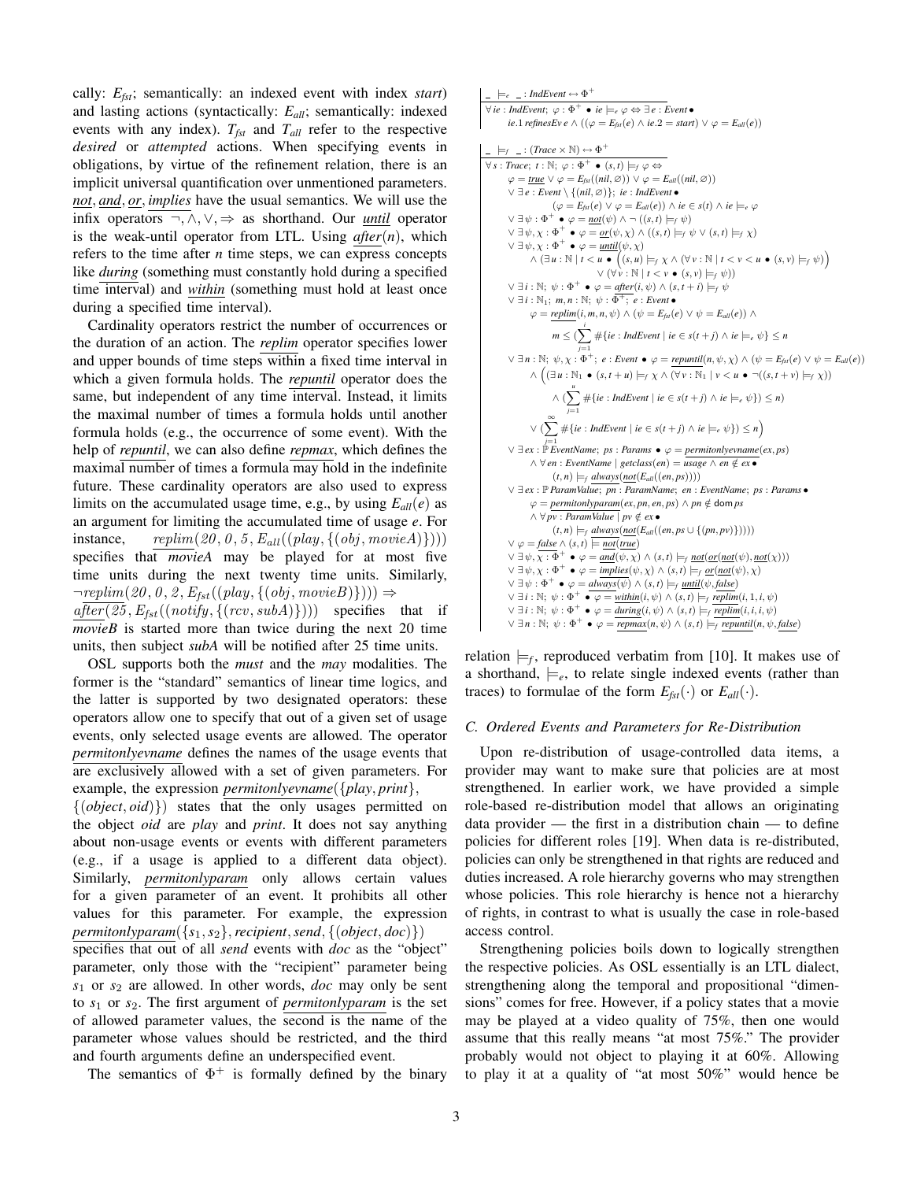cally: $E_{fst}$; semantically: an indexed event with index *start*) and lasting actions (syntactically: $E_{all}$; semantically: indexed events with any index). $T_{fst}$ and $T_{all}$ refer to the respective *desired* or *attempted* actions. When specifying events in obligations, by virtue of the refinement relation, there is an implicit universal quantification over unmentioned parameters. *not*, *and*, *or*, *implies* have the usual semantics. We will use the infix operators $\neg, \wedge, \vee, \Rightarrow$ as shorthand. Our *until* operator is the weak-until operator from LTL. Using *after*($n$), which refers to the time after $n$ time steps, we can express concepts like *during* (something must constantly hold during a specified time interval) and *within* (something must hold at least once during a specified time interval).

Cardinality operators restrict the number of occurrences or the duration of an action. The *replim* operator specifies lower and upper bounds of time steps within a fixed time interval in which a given formula holds. The *repuntil* operator does the same, but independent of any time interval. Instead, it limits the maximal number of times a formula holds until another formula holds (e.g., the occurrence of some event). With the help of *repuntil*, we can also define *repmax*, which defines the maximal number of times a formula may hold in the indefinite future. These cardinality operators are also used to express limits on the accumulated usage time, e.g., by using $E_{all}(e)$ as an argument for limiting the accumulated time of usage $e$. For instance, $replim(20, 0, 5, E_{all}((play, \{(obj, movieA)\})))$ specifies that *movieA* may be played for at most five time units during the next twenty time units. Similarly, $\neg replim(20, 0, 2, E_{fst}((play, \{(obj, movieB)\}))) \Rightarrow$ $after(25, E_{fst}((notify, \{(rcv, subA)\})))$ specifies that if *movieB* is started more than twice during the next 20 time units, then subject *subA* will be notified after 25 time units.

OSL supports both the *must* and the *may* modalities. The former is the "standard" semantics of linear time logics, and the latter is supported by two designated operators: these operators allow one to specify that out of a given set of usage events, only selected usage events are allowed. The operator *permitonlyevname* defines the names of the usage events that are exclusively allowed with a set of given parameters. For example, the expression *permitonlyevname*($\{play, print\}$, $\{(object, oid)\}$) states that the only usages permitted on the object *oid* are *play* and *print*. It does not say anything about non-usage events or events with different parameters (e.g., if a usage is applied to a different data object). Similarly, *permitonlyparam* only allows certain values for a given parameter of an event. It prohibits all other values for this parameter. For example, the expression *permitonlyparam*($\{s_1, s_2\}$, *recipient*, *send*, $\{(object, doc)\}$) specifies that out of all *send* events with *doc* as the "object" parameter, only those with the "recipient" parameter being $s_1$ or $s_2$ are allowed. In other words, *doc* may only be sent to $s_1$ or $s_2$. The first argument of *permitonlyparam* is the set of allowed parameter values, the second is the name of the parameter whose values should be restricted, and the third and fourth arguments define an underspecified event.

The semantics of $\Phi^+$ is formally defined by the binary

$$
\begin{array}{l}
\_ \models_e \_ : IndEvent \leftrightarrow \Phi^+ \\
\hline
\forall ie : IndEvent;\ \varphi : \Phi^+ \bullet ie \models_e \varphi \Leftrightarrow \exists e : Event \bullet \\
\quad ie.1\ refinesEv\ e \wedge ((\varphi = E_{fst}(e) \wedge ie.2 = start) \vee \varphi = E_{all}(e))
\end{array}
$$

$$
\begin{array}{l}
\_ \models_f \_ : (Trace \times \mathbb{N}) \leftrightarrow \Phi^+ \\
\hline
\forall s : Trace;\ t : \mathbb{N};\ \varphi : \Phi^+ \bullet (s,t) \models_f \varphi \Leftrightarrow \\
\quad \varphi = \underline{true} \vee \varphi = E_{fst}((nil, \varnothing)) \vee \varphi = E_{all}((nil, \varnothing)) \\
\quad \vee \exists e : Event \setminus \{(nil, \varnothing)\};\ ie : IndEvent \bullet \\
\qquad (\varphi = E_{fst}(e) \vee \varphi = E_{all}(e)) \wedge ie \in s(t) \wedge ie \models_e \varphi \\
\quad \vee \exists \psi : \Phi^+ \bullet \varphi = \underline{not}(\psi) \wedge \neg ((s,t) \models_f \psi) \\
\quad \vee \exists \psi, \chi : \Phi^+ \bullet \varphi = \underline{or}(\psi, \chi) \wedge ((s,t) \models_f \psi \vee (s,t) \models_f \chi) \\
\quad \vee \exists \psi, \chi : \Phi^+ \bullet \varphi = \underline{until}(\psi, \chi) \\
\qquad \wedge (\exists u : \mathbb{N} \mid t < u \bullet \Big((s,u) \models_f \chi \wedge (\forall v : \mathbb{N} \mid t < v < u \bullet (s,v) \models_f \psi)\Big) \\
\qquad\qquad \vee (\forall v : \mathbb{N} \mid t < v \bullet (s,v) \models_f \psi)) \\
\quad \vee \exists i : \mathbb{N};\ \psi : \Phi^+ \bullet \varphi = \underline{after}(i, \psi) \wedge (s, t+i) \models_f \psi \\
\quad \vee \exists i : \mathbb{N}_1;\ m, n : \mathbb{N};\ \psi : \Phi^+;\ e : Event \bullet \\
\qquad \varphi = \underline{replim}(i, m, n, \psi) \wedge (\psi = E_{fst}(e) \vee \psi = E_{all}(e)) \wedge \\
\qquad m \leq (\sum_{j=1}^{i} \#\{ie : IndEvent \mid ie \in s(t+j) \wedge ie \models_e \psi\} \leq n \\
\quad \vee \exists n : \mathbb{N};\ \psi, \chi : \Phi^+;\ e : Event \bullet \varphi = \underline{repuntil}(n, \psi, \chi) \wedge (\psi = E_{fst}(e) \vee \psi = E_{all}(e)) \\
\qquad \wedge \Big((\exists u : \mathbb{N}_1 \bullet (s, t+u) \models_f \chi \wedge (\forall v : \mathbb{N}_1 \mid v < u \bullet \neg((s, t+v) \models_f \chi)) \\
\qquad\quad \wedge (\sum_{j=1}^{u} \#\{ie : IndEvent \mid ie \in s(t+j) \wedge ie \models_e \psi\}) \leq n) \\
\qquad \vee (\sum_{j=1}^{\infty} \#\{ie : IndEvent \mid ie \in s(t+j) \wedge ie \models_e \psi\}) \leq n\Big) \\
\quad \vee \exists ex : \mathbb{P}\, EventName;\ ps : Params \bullet \varphi = \underline{permitonlyevname}(ex, ps) \\
\qquad \wedge \forall en : EventName \mid getclass(en) = usage \wedge en \notin ex \bullet \\
\qquad\quad (t, n) \models_f \underline{always}(\underline{not}(E_{all}((en, ps)))) \\
\quad \vee \exists ex : \mathbb{P}\, ParamValue;\ pn : ParamName;\ en : EventName;\ ps : Params \bullet \\
\qquad \varphi = \underline{permitonlyparam}(ex, pn, en, ps) \wedge pn \notin \mathsf{dom}\, ps \\
\qquad \wedge \forall pv : ParamValue \mid pv \notin ex \bullet \\
\qquad\quad (t, n) \models_f \underline{always}(\underline{not}(E_{all}((en, ps \cup \{(pn, pv)\})))) \\
\quad \vee \varphi = \underline{false} \wedge (s,t) \models \underline{not}(\underline{true}) \\
\quad \vee \exists \psi, \chi : \Phi^+ \bullet \varphi = \underline{and}(\psi, \chi) \wedge (s,t) \models_f \underline{not}(\underline{or}(\underline{not}(\psi), \underline{not}(\chi))) \\
\quad \vee \exists \psi, \chi : \Phi^+ \bullet \varphi = \underline{implies}(\psi, \chi) \wedge (s,t) \models_f \underline{or}(\underline{not}(\psi), \chi) \\
\quad \vee \exists \psi : \Phi^+ \bullet \varphi = \underline{always}(\psi) \wedge (s,t) \models_f \underline{until}(\psi, \underline{false}) \\
\quad \vee \exists i : \mathbb{N};\ \psi : \Phi^+ \bullet \varphi = \underline{within}(i, \psi) \wedge (s,t) \models_f \underline{replim}(i, 1, i, \psi) \\
\quad \vee \exists i : \mathbb{N};\ \psi : \Phi^+ \bullet \varphi = \underline{during}(i, \psi) \wedge (s,t) \models_f \underline{replim}(i, i, i, \psi) \\
\quad \vee \exists n : \mathbb{N};\ \psi : \Phi^+ \bullet \varphi = \underline{repmax}(n, \psi) \wedge (s,t) \models_f \underline{repuntil}(n, \psi, \underline{false})
\end{array}
$$

relation $\models_f$, reproduced verbatim from [10]. It makes use of a shorthand, $\models_e$, to relate single indexed events (rather than traces) to formulae of the form $E_{fst}(\cdot)$ or $E_{all}(\cdot)$.

### C. Ordered Events and Parameters for Re-Distribution

Upon re-distribution of usage-controlled data items, a provider may want to make sure that policies are at most strengthened. In earlier work, we have provided a simple role-based re-distribution model that allows an originating data provider — the first in a distribution chain — to define policies for different roles [19]. When data is re-distributed, policies can only be strengthened in that rights are reduced and duties increased. A role hierarchy governs who may strengthen whose policies. This role hierarchy is hence not a hierarchy of rights, in contrast to what is usually the case in role-based access control.

Strengthening policies boils down to logically strengthen the respective policies. As OSL essentially is an LTL dialect, strengthening along the temporal and propositional "dimensions" comes for free. However, if a policy states that a movie may be played at a video quality of 75%, then one would assume that this really means "at most 75%." The provider probably would not object to playing it at 60%. Allowing to play it at a quality of "at most 50%" would hence be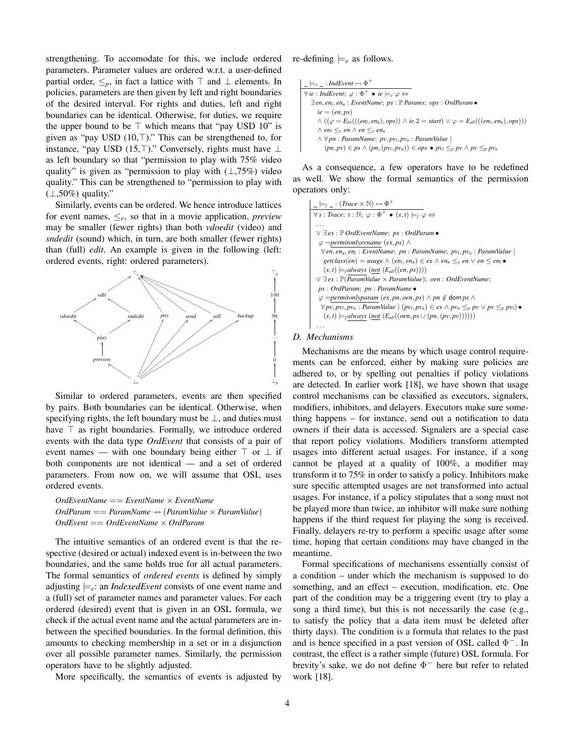strengthening. To accomodate for this, we include ordered parameters. Parameter values are ordered w.r.t. a user-defined partial order, $\leq_p$, in fact a lattice with $\top$ and $\bot$ elements. In policies, parameters are then given by left and right boundaries of the desired interval. For rights and duties, left and right boundaries can be identical. Otherwise, for duties, we require the upper bound to be $\top$ which means that "pay USD 10" is given as "pay USD (10,$\top$)." This can be strengthened to, for instance, "pay USD (15,$\top$)." Conversely, rights must have $\bot$ as left boundary so that "permission to play with 75% video quality" is given as "permission to play with ($\bot$,75%) video quality." This can be strengthened to "permission to play with ($\bot$,50%) quality."

Similarly, events can be ordered. We hence introduce lattices for event names, $\leq_e$, so that in a movie application, *preview* may be smaller (fewer rights) than both *vdoedit* (video) and *sndedit* (sound) which, in turn, are both smaller (fewer rights) than (full) *edit*. An example is given in the following (left: ordered events, right: ordered parameters).

Similar to ordered parameters, events are then specified by pairs. Both boundaries can be identical. Otherwise, when specifying rights, the left boundary must be $\bot$, and duties must have $\top$ as right boundaries. Formally, we introduce ordered events with the data type *OrdEvent* that consists of a pair of event names — with one boundary being either $\top$ or $\bot$ if both components are not identical — and a set of ordered parameters. From now on, we will assume that OSL uses ordered events.

$$OrdEventName == EventName \times EventName$$
$$OrdParam == ParamName \rightarrowtail (ParamValue \times ParamValue)$$
$$OrdEvent == OrdEventName \times OrdParam$$

The intuitive semantics of an ordered event is that the respective (desired or actual) indexed event is in-between the two boundaries, and the same holds true for all actual parameters. The formal semantics of *ordered events* is defined by simply adjusting $\models_e$: an *IndexedEvent* consists of one event name and a (full) set of parameter names and parameter values. For each ordered (desired) event that is given in an OSL formula, we check if the actual event name and the actual parameters are in-between the specified boundaries. In the formal definition, this amounts to checking membership in a set or in a disjunction over all possible parameter names. Similarly, the permission operators have to be slightly adjusted.

More specifically, the semantics of events is adjusted by re-defining $\models_e$ as follows.

$$
\begin{array}{l}
\_ \models_e \_ : IndEvent \leftrightarrow \Phi^+ \\
\hline
\forall ie : IndEvent;\ \varphi : \Phi^+ \bullet ie \models_e \varphi \Leftrightarrow \\
\quad \exists en, en_l, en_u : EventName;\ ps : \mathbb{P}\, Params;\ ops : OrdParam \bullet \\
\quad\quad ie = (en, ps) \\
\quad\quad \wedge ((\varphi = E_{fst}(((en_l, en_u), ops)) \wedge ie.2 = start) \vee \varphi = E_{all}(((en_l, en_u), ops))) \\
\quad\quad \wedge en_l \leq_e en \wedge en \leq_e en_u \\
\quad\quad \wedge \forall pn : ParamName;\ pv, pv_l, pv_u : ParamValue \mid \\
\quad\quad\quad (pn, pv) \in ps \wedge (pn, (pv_l, pv_u)) \in ops \bullet pv_l \leq_p pv \wedge pv \leq_p pv_u
\end{array}
$$

As a consequence, a few operators have to be redefined as well. We show the formal semantics of the permission operators only:

$$
\begin{array}{l}
\_ \models_f \_ : (Trace \times \mathbb{N}) \leftrightarrow \Phi^+ \\
\hline
\forall s : Trace;\ t : \mathbb{N};\ \varphi : \Phi^+ \bullet (s, t) \models_f \varphi \Leftrightarrow \\
\quad \ldots \\
\quad \vee \exists ex : \mathbb{P}\, OrdEventName;\ ps : OrdParam \bullet \\
\quad\quad \varphi = \underline{permitonlyevname}\ (ex, ps) \wedge \\
\quad\quad \forall en, en_u, en_l : EventName;\ pn : ParamName;\ pv_l, pv_u : ParamValue \mid \\
\quad\quad\quad getclass(en) = usage \wedge (en_l, en_u) \in ex \wedge en_u \leq_e en \vee en \leq en_l \bullet \\
\quad\quad\quad (s, t) \models_f \underline{always}\ (\underline{not}\ (E_{all}((en, ps)))) \\
\quad \vee \exists ex : \mathbb{P}(ParamValue \times ParamValue);\ oen : OrdEventName; \\
\quad\quad ps : OrdParam;\ pn : ParamName \bullet \\
\quad\quad \varphi = \underline{permitonlyparam}\ (ex, pn, oen, ps) \wedge pn \notin \mathrm{dom}\, ps \wedge \\
\quad\quad \forall pv, pv_l, pv_u : ParamValue \mid (pv_l, pv_u) \in ex \wedge pv_u \leq_p pv \vee pv \leq_p pv_l) \bullet \\
\quad\quad\quad (s, t) \models_f \underline{always}\ (\underline{not}\ (E_{all}((oen, ps \cup (pn, (pv, pv)))))) \\
\quad \ldots
\end{array}
$$

### D. Mechanisms

Mechanisms are the means by which usage control requirements can be enforced, either by making sure policies are adhered to, or by spelling out penalties if policy violations are detected. In earlier work [18], we have shown that usage control mechanisms can be classified as executors, signalers, modifiers, inhibitors, and delayers. Executors make sure something happens – for instance, send out a notification to data owners if their data is accessed. Signalers are a special case that report policy violations. Modifiers transform attempted usages into different actual usages. For instance, if a song cannot be played at a quality of 100%, a modifier may transform it to 75% in order to satisfy a policy. Inhibitors make sure specific attempted usages are not transformed into actual usages. For instance, if a policy stipulates that a song must not be played more than twice, an inhibitor will make sure nothing happens if the third request for playing the song is received. Finally, delayers re-try to perform a specific usage after some time, hoping that certain conditions may have changed in the meantime.

Formal specifications of mechanisms essentially consist of a condition – under which the mechanism is supposed to do something, and an effect – execution, modification, etc. One part of the condition may be a triggering event (try to play a song a third time), but this is not necessarily the case (e.g., to satisfy the policy that a data item must be deleted after thirty days). The condition is a formula that relates to the past and is hence specified in a past version of OSL called $\Phi^-$. In contrast, the effect is a rather simple (future) OSL formula. For brevity's sake, we do not define $\Phi^-$ here but refer to related work [18].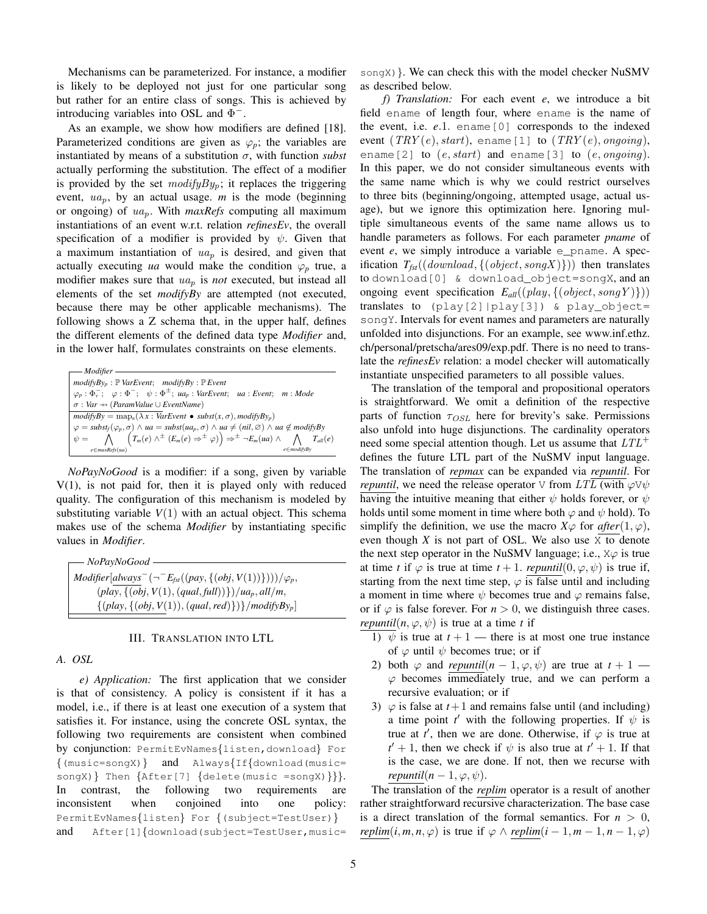Mechanisms can be parameterized. For instance, a modifier is likely to be deployed not just for one particular song but rather for an entire class of songs. This is achieved by introducing variables into OSL and $\Phi^-$.

As an example, we show how modifiers are defined [18]. Parameterized conditions are given as $\varphi_p$; the variables are instantiated by means of a substitution $\sigma$, with function *subst* actually performing the substitution. The effect of a modifier is provided by the set $modifyBy_p$; it replaces the triggering event, $ua_p$, by an actual usage. $m$ is the mode (beginning or ongoing) of $ua_p$. With *maxRefs* computing all maximum instantiations of an event w.r.t. relation *refinesEv*, the overall specification of a modifier is provided by $\psi$. Given that a maximum instantiation of $ua_p$ is desired, and given that actually executing *ua* would make the condition $\varphi_p$ true, a modifier makes sure that $ua_p$ is *not* executed, but instead all elements of the set *modifyBy* are attempted (not executed, because there may be other applicable mechanisms). The following shows a Z schema that, in the upper half, defines the different elements of the defined data type *Modifier* and, in the lower half, formulates constraints on these elements.

**Modifier**

$modifyBy_p : \mathbb{P}\, VarEvent;\quad modifyBy : \mathbb{P}\, Event$
$\varphi_p : \Phi^-_v;\quad \varphi : \Phi^-;\quad \psi : \Phi^\pm;\quad ua_p : VarEvent;\quad ua : Event;\quad m : Mode$
$\sigma : Var \rightarrow (ParamValue \cup EventName)$

---

$modifyBy = \mathrm{map}_s(\lambda\, x : VarEvent \bullet subst(x, \sigma), modifyBy_p)$
$\varphi = subst_f(\varphi_p, \sigma) \wedge ua = subst(ua_p, \sigma) \wedge ua \neq (nil, \varnothing) \wedge ua \notin modifyBy$
$\psi = \bigwedge_{e \in maxRefs(ua)} \Big(T_m(e) \wedge^\pm (E_m(e) \Rightarrow^\pm \varphi)\Big) \Rightarrow^\pm \neg E_m(ua) \wedge \bigwedge_{e \in modifyBy} T_{all}(e)$

*NoPayNoGood* is a modifier: if a song, given by variable V(1), is not paid for, then it is played only with reduced quality. The configuration of this mechanism is modeled by substituting variable $V(1)$ with an actual object. This schema makes use of the schema *Modifier* by instantiating specific values in *Modifier*.

**NoPayNoGood**

$Modifier[\underline{always}^-(\neg^- E_{fst}((pay, \{(obj, V(1))\})))/\varphi_p,$
$(play, \{(obj, V(1)), (qual, full))\})/ua_p, all/m,$
$\{(play, \{(obj, V(1)), (qual, red)\})\}/modifyBy_p]$

## III. Translation into LTL

### A. OSL

*e) Application:* The first application that we consider is that of consistency. A policy is consistent if it has a model, i.e., if there is at least one execution of a system that satisfies it. For instance, using the concrete OSL syntax, the following two requirements are consistent when combined by conjunction: `PermitEvNames{listen,download} For {(music=songX)}` and `Always{If{download(music=songX)} Then {After[7] {delete(music =songX)}}}`. In contrast, the following two requirements are inconsistent when conjoined into one policy: `PermitEvNames{listen} For {(subject=TestUser)}` and `After[1]{download(subject=TestUser,music=songX)}`. We can check this with the model checker NuSMV as described below.

*f) Translation:* For each event *e*, we introduce a bit field `ename` of length four, where `ename` is the name of the event, i.e. *e*.1. `ename[0]` corresponds to the indexed event $(TRY(e), start)$, `ename[1]` to $(TRY(e), ongoing)$, `ename[2]` to $(e, start)$ and `ename[3]` to $(e, ongoing)$. In this paper, we do not consider simultaneous events with the same name which is why we could restrict ourselves to three bits (beginning/ongoing, attempted usage, actual usage), but we ignore this optimization here. Ignoring multiple simultaneous events of the same name allows us to handle parameters as follows. For each parameter *pname* of event *e*, we simply introduce a variable `e_pname`. A specification $T_{fst}((download, \{(object, songX)\}))$ then translates to `download[0] & download_object=songX`, and an ongoing event specification $E_{all}((play, \{(object, songY)\}))$ translates to `(play[2]|play[3]) & play_object=songY`. Intervals for event names and parameters are naturally unfolded into disjunctions. For an example, see www.inf.ethz.ch/personal/pretscha/ares09/exp.pdf. There is no need to translate the *refinesEv* relation: a model checker will automatically instantiate unspecified parameters to all possible values.

The translation of the temporal and propositional operators is straightforward. We omit a definition of the respective parts of function $\tau_{OSL}$ here for brevity's sake. Permissions also unfold into huge disjunctions. The cardinality operators need some special attention though. Let us assume that $LTL^+$ defines the future LTL part of the NuSMV input language. The translation of $\underline{repmax}$ can be expanded via $\underline{repuntil}$. For $\underline{repuntil}$, we need the release operator $\mathtt{V}$ from $LTL$ (with $\varphi \mathtt{V} \psi$ having the intuitive meaning that either $\psi$ holds forever, or $\psi$ holds until some moment in time where both $\varphi$ and $\psi$ hold). To simplify the definition, we use the macro $X\varphi$ for $\underline{after}(1, \varphi)$, even though $X$ is not part of OSL. We also use $\mathtt{X}$ to denote the next step operator in the NuSMV language; i.e., $\mathtt{X}\varphi$ is true at time $t$ if $\varphi$ is true at time $t+1$. $\underline{repuntil}(0, \varphi, \psi)$ is true if, starting from the next time step, $\varphi$ is false until and including a moment in time where $\psi$ becomes true and $\varphi$ remains false, or if $\varphi$ is false forever. For $n > 0$, we distinguish three cases. $\underline{repuntil}(n, \varphi, \psi)$ is true at a time $t$ if

1) $\psi$ is true at $t+1$ — there is at most one true instance of $\varphi$ until $\psi$ becomes true; or if
2) both $\varphi$ and $\underline{repuntil}(n-1, \varphi, \psi)$ are true at $t+1$ — $\varphi$ becomes immediately true, and we can perform a recursive evaluation; or if
3) $\varphi$ is false at $t+1$ and remains false until (and including) a time point $t'$ with the following properties. If $\psi$ is true at $t'$, then we are done. Otherwise, if $\varphi$ is true at $t'+1$, then we check if $\psi$ is also true at $t'+1$. If that is the case, we are done. If not, then we recurse with $\underline{repuntil}(n-1, \varphi, \psi)$.

The translation of the $\underline{replim}$ operator is a result of another rather straightforward recursive characterization. The base case is a direct translation of the formal semantics. For $n > 0$, $\underline{replim}(i, m, n, \varphi)$ is true if $\varphi \wedge \underline{replim}(i-1, m-1, n-1, \varphi)$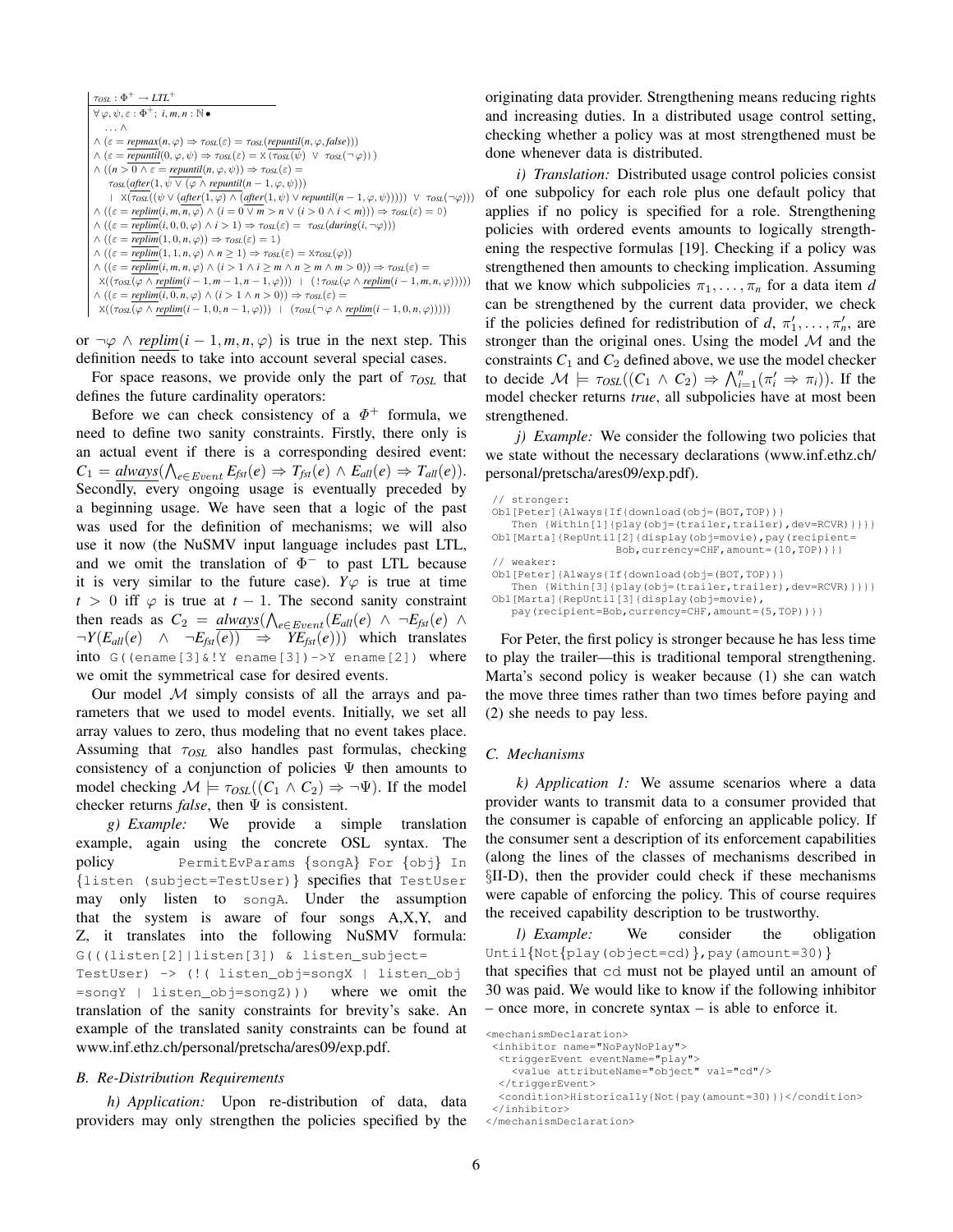$$
\begin{array}{l}
\tau_{OSL} : \Phi^{+} \rightarrow LTL^{+} \\
\hline
\forall \varphi, \psi, \varepsilon : \Phi^{+};\ i, m, n : \mathbb{N} \bullet \\
\quad \ldots \wedge \\
\wedge\ (\varepsilon = \underline{repmax}(n, \varphi) \Rightarrow \tau_{OSL}(\varepsilon) = \tau_{OSL}(\underline{repuntil}(n, \varphi, \mathit{false}))) \\
\wedge\ (\varepsilon = \underline{repuntil}(0, \varphi, \psi) \Rightarrow \tau_{OSL}(\varepsilon) = \mathtt{X}\,(\tau_{OSL}(\psi)\ \vee\ \tau_{OSL}(\neg\varphi))) \\
\wedge\ ((n > 0 \wedge \varepsilon = \underline{repuntil}(n, \varphi, \psi)) \Rightarrow \tau_{OSL}(\varepsilon) = \\
\quad \tau_{OSL}(\underline{after}(1, \psi \vee (\varphi \wedge \underline{repuntil}(n-1, \varphi, \psi))) \\
\quad \mid\ \mathtt{X}(\tau_{OSL}((\psi \vee (\underline{after}(1, \varphi) \wedge (\underline{after}(1, \psi) \vee \underline{repuntil}(n-1, \varphi, \psi))))) \ \vee\ \tau_{OSL}(\neg\varphi))) \\
\wedge\ ((\varepsilon = \underline{replim}(i, m, n, \varphi) \wedge (i = 0 \vee m > n \vee (i > 0 \wedge i < m))) \Rightarrow \tau_{OSL}(\varepsilon) = 0) \\
\wedge\ ((\varepsilon = \underline{replim}(i, 0, 0, \varphi) \wedge i > 1) \Rightarrow \tau_{OSL}(\varepsilon) =\ \tau_{OSL}(\mathit{during}(i, \neg\varphi))) \\
\wedge\ ((\varepsilon = \underline{replim}(1, 0, n, \varphi)) \Rightarrow \tau_{OSL}(\varepsilon) = 1) \\
\wedge\ ((\varepsilon = \underline{replim}(1, 1, n, \varphi) \wedge n \geq 1) \Rightarrow \tau_{OSL}(\varepsilon) = \mathtt{X}\tau_{OSL}(\varphi)) \\
\wedge\ ((\varepsilon = \underline{replim}(i, m, n, \varphi) \wedge (i > 1 \wedge i \geq m \wedge n \geq m \wedge m > 0)) \Rightarrow \tau_{OSL}(\varepsilon) = \\
\quad \mathtt{X}((\tau_{OSL}(\varphi \wedge \underline{replim}(i-1, m-1, n-1, \varphi)))\ \mid\ (!\,\tau_{OSL}(\varphi \wedge \underline{replim}(i-1, m, n, \varphi))))) \\
\wedge\ ((\varepsilon = \underline{replim}(i, 0, n, \varphi) \wedge (i > 1 \wedge n > 0)) \Rightarrow \tau_{OSL}(\varepsilon) = \\
\quad \mathtt{X}((\tau_{OSL}(\varphi \wedge \underline{replim}(i-1, 0, n-1, \varphi)))\ \mid\ (\tau_{OSL}(\neg\varphi \wedge \underline{replim}(i-1, 0, n, \varphi)))))
\end{array}
$$

or $\neg\varphi \wedge \underline{replim}(i-1, m, n, \varphi)$ is true in the next step. This definition needs to take into account several special cases.

For space reasons, we provide only the part of $\tau_{OSL}$ that defines the future cardinality operators:

Before we can check consistency of a $\Phi^{+}$ formula, we need to define two sanity constraints. Firstly, there only is an actual event if there is a corresponding desired event: $C_1 = \underline{always}(\bigwedge_{e \in Event} E_{fst}(e) \Rightarrow T_{fst}(e) \wedge E_{all}(e) \Rightarrow T_{all}(e))$. Secondly, every ongoing usage is eventually preceded by a beginning usage. We have seen that a logic of the past was used for the definition of mechanisms; we will also use it now (the NuSMV input language includes past LTL, and we omit the translation of $\Phi^{-}$ to past LTL because it is very similar to the future case). $Y\varphi$ is true at time $t > 0$ iff $\varphi$ is true at $t-1$. The second sanity constraint then reads as $C_2 = \underline{always}(\bigwedge_{e \in Event}(E_{all}(e) \wedge \neg E_{fst}(e) \wedge \neg Y(E_{all}(e) \wedge \neg E_{fst}(e)) \Rightarrow YE_{fst}(e)))$ which translates into `G((ename[3]&!Y ename[3])->Y ename[2])` where we omit the symmetrical case for desired events.

Our model $\mathcal{M}$ simply consists of all the arrays and parameters that we used to model events. Initially, we set all array values to zero, thus modeling that no event takes place. Assuming that $\tau_{OSL}$ also handles past formulas, checking consistency of a conjunction of policies $\Psi$ then amounts to model checking $\mathcal{M} \models \tau_{OSL}((C_1 \wedge C_2) \Rightarrow \neg\Psi)$. If the model checker returns *false*, then $\Psi$ is consistent.

*g) Example:* We provide a simple translation example, again using the concrete OSL syntax. The policy `PermitEvParams {songA} For {obj} In {listen (subject=TestUser)}` specifies that `TestUser` may only listen to `songA`. Under the assumption that the system is aware of four songs A,X,Y, and Z, it translates into the following NuSMV formula: `G(((listen[2]|listen[3]) & listen_subject= TestUser) -> (!( listen_obj=songX | listen_obj =songY | listen_obj=songZ)))` where we omit the translation of the sanity constraints for brevity's sake. An example of the translated sanity constraints can be found at www.inf.ethz.ch/personal/pretscha/ares09/exp.pdf.

### B. Re-Distribution Requirements

*h) Application:* Upon re-distribution of data, data providers may only strengthen the policies specified by the originating data provider. Strengthening means reducing rights and increasing duties. In a distributed usage control setting, checking whether a policy was at most strengthened must be done whenever data is distributed.

*i) Translation:* Distributed usage control policies consist of one subpolicy for each role plus one default policy that applies if no policy is specified for a role. Strengthening policies with ordered events amounts to logically strengthening the respective formulas [19]. Checking if a policy was strengthened then amounts to checking implication. Assuming that we know which subpolicies $\pi_1, \ldots, \pi_n$ for a data item $d$ can be strengthened by the current data provider, we check if the policies defined for redistribution of $d$, $\pi'_1, \ldots, \pi'_n$, are stronger than the original ones. Using the model $\mathcal{M}$ and the constraints $C_1$ and $C_2$ defined above, we use the model checker to decide $\mathcal{M} \models \tau_{OSL}((C_1 \wedge C_2) \Rightarrow \bigwedge_{i=1}^{n}(\pi'_i \Rightarrow \pi_i))$. If the model checker returns *true*, all subpolicies have at most been strengthened.

*j) Example:* We consider the following two policies that we state without the necessary declarations (www.inf.ethz.ch/personal/pretscha/ares09/exp.pdf).

```
// stronger:
Obl[Peter]{Always{If{download(obj=(BOT,TOP))}
    Then {Within[1]{play(obj=(trailer,trailer),dev=RCVR)}}}}
Obl[Marta]{RepUntil[2]{display(obj=movie),pay(recipient=
                  Bob,currency=CHF,amount=(10,TOP))}}
// weaker:
Obl[Peter]{Always{If{download(obj=(BOT,TOP))}
    Then {Within[3]{play(obj=(trailer,trailer),dev=RCVR)}}}}
Obl[Marta]{RepUntil[3]{display(obj=movie),
    pay(recipient=Bob,currency=CHF,amount=(5,TOP))}}
```

For Peter, the first policy is stronger because he has less time to play the trailer—this is traditional temporal strengthening. Marta's second policy is weaker because (1) she can watch the move three times rather than two times before paying and (2) she needs to pay less.

### C. Mechanisms

*k) Application 1:* We assume scenarios where a data provider wants to transmit data to a consumer provided that the consumer is capable of enforcing an applicable policy. If the consumer sent a description of its enforcement capabilities (along the lines of the classes of mechanisms described in §II-D), then the provider could check if these mechanisms were capable of enforcing the policy. This of course requires the received capability description to be trustworthy.

*l) Example:* We consider the obligation `Until{Not{play(object=cd)},pay(amount=30)}` that specifies that `cd` must not be played until an amount of 30 was paid. We would like to know if the following inhibitor – once more, in concrete syntax – is able to enforce it.

```
<mechanismDeclaration>
 <inhibitor name="NoPayNoPlay">
  <triggerEvent eventName="play">
    <value attributeName="object" val="cd"/>
  </triggerEvent>
  <condition>Historically{Not{pay(amount=30)}}</condition>
 </inhibitor>
</mechanismDeclaration>
```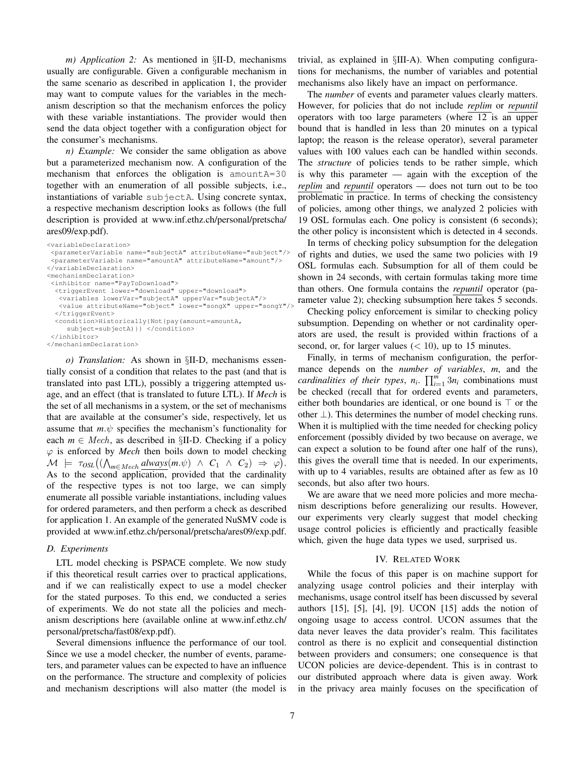*m) Application 2:* As mentioned in §II-D, mechanisms usually are configurable. Given a configurable mechanism in the same scenario as described in application 1, the provider may want to compute values for the variables in the mechanism description so that the mechanism enforces the policy with these variable instantiations. The provider would then send the data object together with a configuration object for the consumer's mechanisms.

*n) Example:* We consider the same obligation as above but a parameterized mechanism now. A configuration of the mechanism that enforces the obligation is `amountA=30` together with an enumeration of all possible subjects, i.e., instantiations of variable `subjectA`. Using concrete syntax, a respective mechanism description looks as follows (the full description is provided at www.inf.ethz.ch/personal/pretscha/ares09/exp.pdf).

```
<variableDeclaration>
 <parameterVariable name="subjectA" attributeName="subject"/>
 <parameterVariable name="amountA" attributeName="amount"/>
</variableDeclaration>
<mechanismDeclaration>
 <inhibitor name="PayToDownload">
  <triggerEvent lower="download" upper="download">
   <variables lowerVar="subjectA" upperVar="subjectA"/>
   <value attributeName="object" lower="songX" upper="songY"/>
  </triggerEvent>
  <condition>Historically(Not(pay(amount=amountA,
     subject=subjectA))) </condition>
 </inhibitor>
</mechanismDeclaration>
```

*o) Translation:* As shown in §II-D, mechanisms essentially consist of a condition that relates to the past (and that is translated into past LTL), possibly a triggering attempted usage, and an effect (that is translated to future LTL). If *Mech* is the set of all mechanisms in a system, or the set of mechanisms that are available at the consumer's side, respectively, let us assume that $m.\psi$ specifies the mechanism's functionality for each $m \in Mech$, as described in §II-D. Checking if a policy $\varphi$ is enforced by *Mech* then boils down to model checking $\mathcal{M} \models \tau_{OSL}\big((\bigwedge_{m\in Mech} \underline{always}(m.\psi) \wedge C_1 \wedge C_2) \Rightarrow \varphi\big)$. As to the second application, provided that the cardinality of the respective types is not too large, we can simply enumerate all possible variable instantiations, including values for ordered parameters, and then perform a check as described for application 1. An example of the generated NuSMV code is provided at www.inf.ethz.ch/personal/pretscha/ares09/exp.pdf.

### D. Experiments

LTL model checking is PSPACE complete. We now study if this theoretical result carries over to practical applications, and if we can realistically expect to use a model checker for the stated purposes. To this end, we conducted a series of experiments. We do not state all the policies and mechanism descriptions here (available online at www.inf.ethz.ch/personal/pretscha/fast08/exp.pdf).

Several dimensions influence the performance of our tool. Since we use a model checker, the number of events, parameters, and parameter values can be expected to have an influence on the performance. The structure and complexity of policies and mechanism descriptions will also matter (the model is trivial, as explained in §III-A). When computing configurations for mechanisms, the number of variables and potential mechanisms also likely have an impact on performance.

The *number* of events and parameter values clearly matters. However, for policies that do not include *replim* or *repuntil* operators with too large parameters (where 12 is an upper bound that is handled in less than 20 minutes on a typical laptop; the reason is the release operator), several parameter values with 100 values each can be handled within seconds. The *structure* of policies tends to be rather simple, which is why this parameter — again with the exception of the *replim* and *repuntil* operators — does not turn out to be too problematic in practice. In terms of checking the consistency of policies, among other things, we analyzed 2 policies with 19 OSL formulas each. One policy is consistent (6 seconds); the other policy is inconsistent which is detected in 4 seconds.

In terms of checking policy subsumption for the delegation of rights and duties, we used the same two policies with 19 OSL formulas each. Subsumption for all of them could be shown in 24 seconds, with certain formulas taking more time than others. One formula contains the *repuntil* operator (parameter value 2); checking subsumption here takes 5 seconds.

Checking policy enforcement is similar to checking policy subsumption. Depending on whether or not cardinality operators are used, the result is provided within fractions of a second, or, for larger values ($< 10$), up to 15 minutes.

Finally, in terms of mechanism configuration, the performance depends on the *number of variables*, $m$, and the *cardinalities of their types*, $n_i$. $\prod_{i=1}^{m} 3n_i$ combinations must be checked (recall that for ordered events and parameters, either both boundaries are identical, or one bound is $\top$ or the other $\bot$). This determines the number of model checking runs. When it is multiplied with the time needed for checking policy enforcement (possibly divided by two because on average, we can expect a solution to be found after one half of the runs), this gives the overall time that is needed. In our experiments, with up to 4 variables, results are obtained after as few as 10 seconds, but also after two hours.

We are aware that we need more policies and more mechanism descriptions before generalizing our results. However, our experiments very clearly suggest that model checking usage control policies is efficiently and practically feasible which, given the huge data types we used, surprised us.

## IV. Related Work

While the focus of this paper is on machine support for analyzing usage control policies and their interplay with mechanisms, usage control itself has been discussed by several authors [15], [5], [4], [9]. UCON [15] adds the notion of ongoing usage to access control. UCON assumes that the data never leaves the data provider's realm. This facilitates control as there is no explicit and consequential distinction between providers and consumers; one consequence is that UCON policies are device-dependent. This is in contrast to our distributed approach where data is given away. Work in the privacy area mainly focuses on the specification of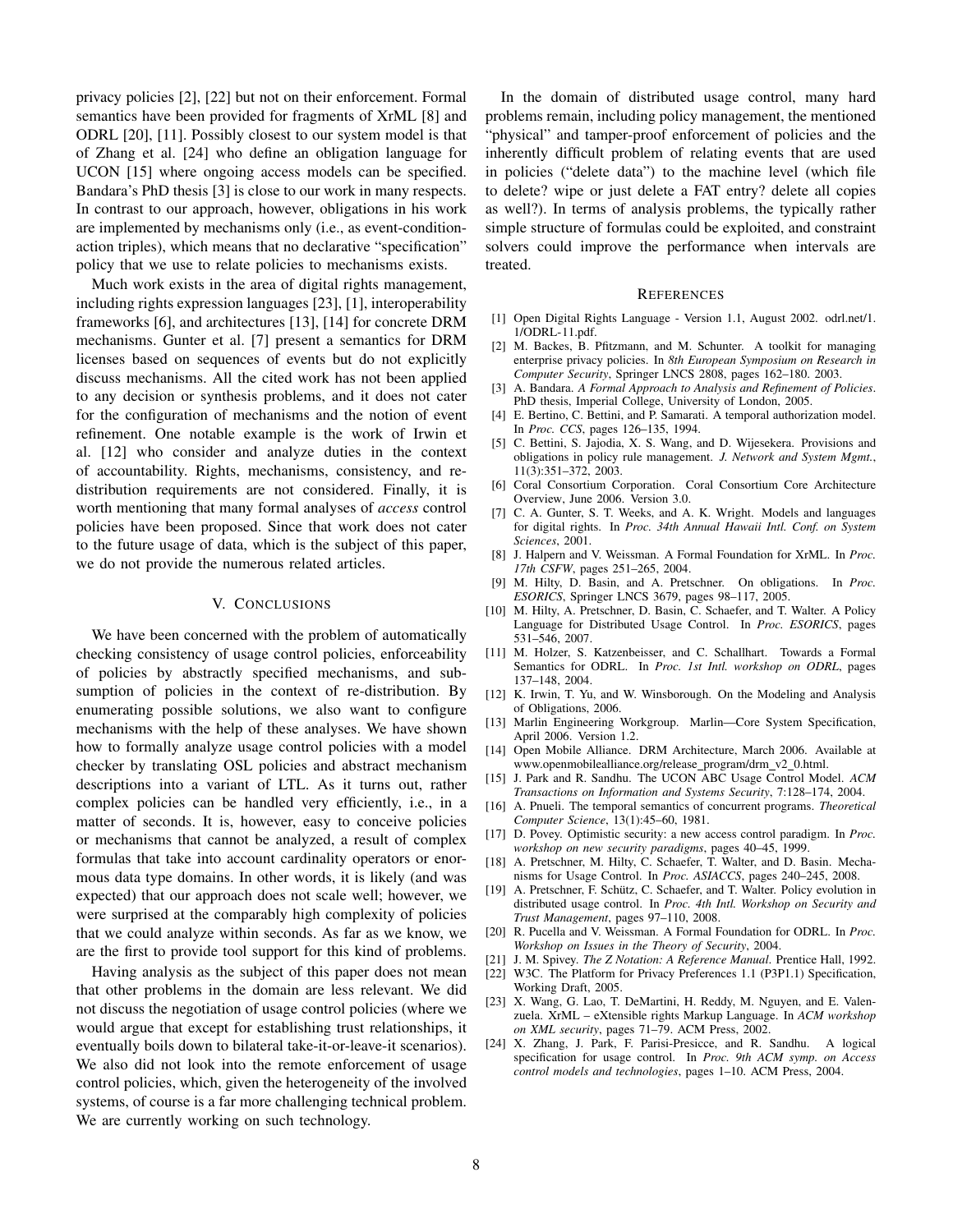privacy policies [2], [22] but not on their enforcement. Formal semantics have been provided for fragments of XrML [8] and ODRL [20], [11]. Possibly closest to our system model is that of Zhang et al. [24] who define an obligation language for UCON [15] where ongoing access models can be specified. Bandara's PhD thesis [3] is close to our work in many respects. In contrast to our approach, however, obligations in his work are implemented by mechanisms only (i.e., as event-condition-action triples), which means that no declarative "specification" policy that we use to relate policies to mechanisms exists.

Much work exists in the area of digital rights management, including rights expression languages [23], [1], interoperability frameworks [6], and architectures [13], [14] for concrete DRM mechanisms. Gunter et al. [7] present a semantics for DRM licenses based on sequences of events but do not explicitly discuss mechanisms. All the cited work has not been applied to any decision or synthesis problems, and it does not cater for the configuration of mechanisms and the notion of event refinement. One notable example is the work of Irwin et al. [12] who consider and analyze duties in the context of accountability. Rights, mechanisms, consistency, and re-distribution requirements are not considered. Finally, it is worth mentioning that many formal analyses of *access* control policies have been proposed. Since that work does not cater to the future usage of data, which is the subject of this paper, we do not provide the numerous related articles.

## V. Conclusions

We have been concerned with the problem of automatically checking consistency of usage control policies, enforceability of policies by abstractly specified mechanisms, and subsumption of policies in the context of re-distribution. By enumerating possible solutions, we also want to configure mechanisms with the help of these analyses. We have shown how to formally analyze usage control policies with a model checker by translating OSL policies and abstract mechanism descriptions into a variant of LTL. As it turns out, rather complex policies can be handled very efficiently, i.e., in a matter of seconds. It is, however, easy to conceive policies or mechanisms that cannot be analyzed, a result of complex formulas that take into account cardinality operators or enormous data type domains. In other words, it is likely (and was expected) that our approach does not scale well; however, we were surprised at the comparably high complexity of policies that we could analyze within seconds. As far as we know, we are the first to provide tool support for this kind of problems.

Having analysis as the subject of this paper does not mean that other problems in the domain are less relevant. We did not discuss the negotiation of usage control policies (where we would argue that except for establishing trust relationships, it eventually boils down to bilateral take-it-or-leave-it scenarios). We also did not look into the remote enforcement of usage control policies, which, given the heterogeneity of the involved systems, of course is a far more challenging technical problem. We are currently working on such technology.

In the domain of distributed usage control, many hard problems remain, including policy management, the mentioned "physical" and tamper-proof enforcement of policies and the inherently difficult problem of relating events that are used in policies ("delete data") to the machine level (which file to delete? wipe or just delete a FAT entry? delete all copies as well?). In terms of analysis problems, the typically rather simple structure of formulas could be exploited, and constraint solvers could improve the performance when intervals are treated.

## References

[1] Open Digital Rights Language - Version 1.1, August 2002. odrl.net/1.1/ODRL-11.pdf.

[2] M. Backes, B. Pfitzmann, and M. Schunter. A toolkit for managing enterprise privacy policies. In *8th European Symposium on Research in Computer Security*, Springer LNCS 2808, pages 162–180. 2003.

[3] A. Bandara. *A Formal Approach to Analysis and Refinement of Policies*. PhD thesis, Imperial College, University of London, 2005.

[4] E. Bertino, C. Bettini, and P. Samarati. A temporal authorization model. In *Proc. CCS*, pages 126–135, 1994.

[5] C. Bettini, S. Jajodia, X. S. Wang, and D. Wijesekera. Provisions and obligations in policy rule management. *J. Network and System Mgmt.*, 11(3):351–372, 2003.

[6] Coral Consortium Corporation. Coral Consortium Core Architecture Overview, June 2006. Version 3.0.

[7] C. A. Gunter, S. T. Weeks, and A. K. Wright. Models and languages for digital rights. In *Proc. 34th Annual Hawaii Intl. Conf. on System Sciences*, 2001.

[8] J. Halpern and V. Weissman. A Formal Foundation for XrML. In *Proc. 17th CSFW*, pages 251–265, 2004.

[9] M. Hilty, D. Basin, and A. Pretschner. On obligations. In *Proc. ESORICS*, Springer LNCS 3679, pages 98–117, 2005.

[10] M. Hilty, A. Pretschner, D. Basin, C. Schaefer, and T. Walter. A Policy Language for Distributed Usage Control. In *Proc. ESORICS*, pages 531–546, 2007.

[11] M. Holzer, S. Katzenbeisser, and C. Schallhart. Towards a Formal Semantics for ODRL. In *Proc. 1st Intl. workshop on ODRL*, pages 137–148, 2004.

[12] K. Irwin, T. Yu, and W. Winsborough. On the Modeling and Analysis of Obligations, 2006.

[13] Marlin Engineering Workgroup. Marlin—Core System Specification, April 2006. Version 1.2.

[14] Open Mobile Alliance. DRM Architecture, March 2006. Available at www.openmobilealliance.org/release_program/drm_v2_0.html.

[15] J. Park and R. Sandhu. The UCON ABC Usage Control Model. *ACM Transactions on Information and Systems Security*, 7:128–174, 2004.

[16] A. Pnueli. The temporal semantics of concurrent programs. *Theoretical Computer Science*, 13(1):45–60, 1981.

[17] D. Povey. Optimistic security: a new access control paradigm. In *Proc. workshop on new security paradigms*, pages 40–45, 1999.

[18] A. Pretschner, M. Hilty, C. Schaefer, T. Walter, and D. Basin. Mechanisms for Usage Control. In *Proc. ASIACCS*, pages 240–245, 2008.

[19] A. Pretschner, F. Schütz, C. Schaefer, and T. Walter. Policy evolution in distributed usage control. In *Proc. 4th Intl. Workshop on Security and Trust Management*, pages 97–110, 2008.

[20] R. Pucella and V. Weissman. A Formal Foundation for ODRL. In *Proc. Workshop on Issues in the Theory of Security*, 2004.

[21] J. M. Spivey. *The Z Notation: A Reference Manual*. Prentice Hall, 1992.

[22] W3C. The Platform for Privacy Preferences 1.1 (P3P1.1) Specification, Working Draft, 2005.

[23] X. Wang, G. Lao, T. DeMartini, H. Reddy, M. Nguyen, and E. Valenzuela. XrML – eXtensible rights Markup Language. In *ACM workshop on XML security*, pages 71–79. ACM Press, 2002.

[24] X. Zhang, J. Park, F. Parisi-Presicce, and R. Sandhu. A logical specification for usage control. In *Proc. 9th ACM symp. on Access control models and technologies*, pages 1–10. ACM Press, 2004.